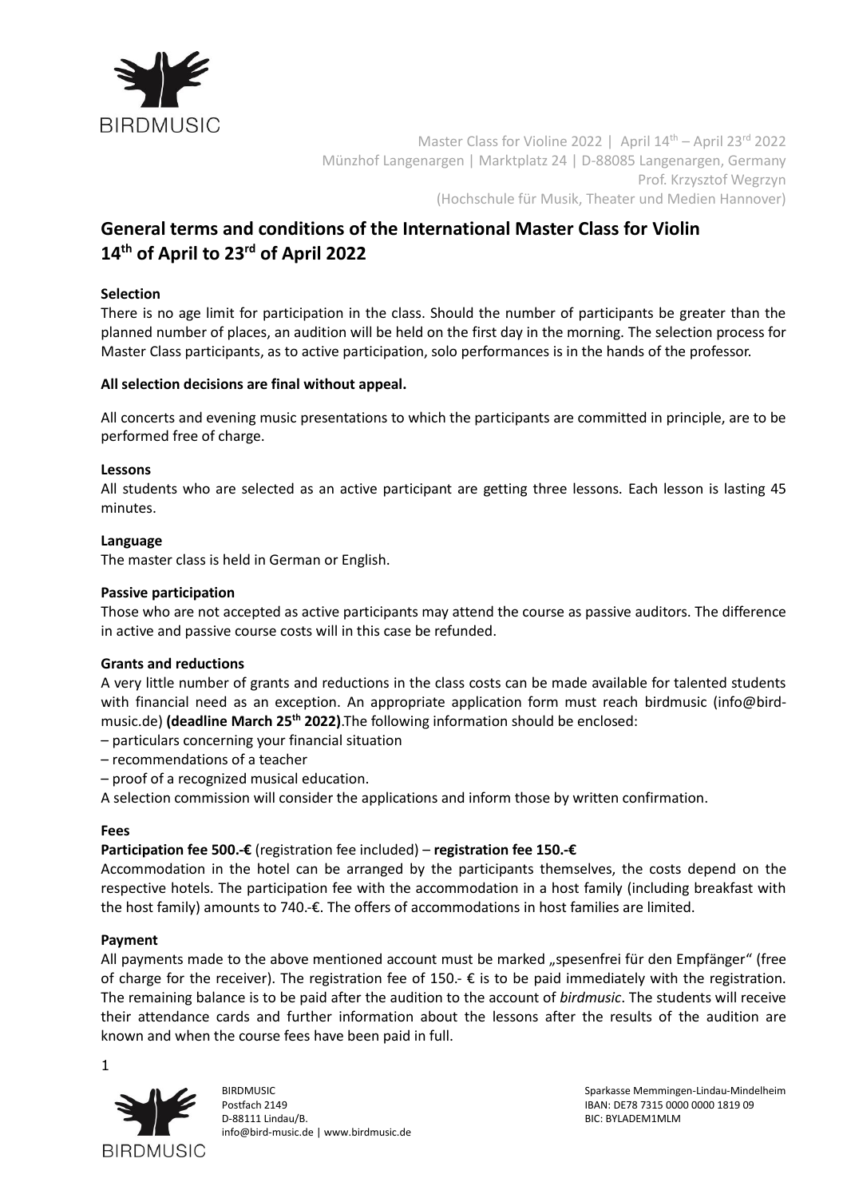Master Class for Violine 2022 | April 14th – April 23rd 2022
Münzhof Langenargen | Marktplatz 24 | D-88085 Langenargen, Germany
Prof. Krzysztof Wegrzyn
(Hochschule für Musik, Theater und Medien Hannover)

## General terms and conditions of the International Master Class for Violin 14th of April to 23rd of April 2022

**Selection**

There is no age limit for participation in the class. Should the number of participants be greater than the planned number of places, an audition will be held on the first day in the morning. The selection process for Master Class participants, as to active participation, solo performances is in the hands of the professor.

**All selection decisions are final without appeal.**

All concerts and evening music presentations to which the participants are committed in principle, are to be performed free of charge.

**Lessons**

All students who are selected as an active participant are getting three lessons. Each lesson is lasting 45 minutes.

**Language**

The master class is held in German or English.

**Passive participation**

Those who are not accepted as active participants may attend the course as passive auditors. The difference in active and passive course costs will in this case be refunded.

**Grants and reductions**

A very little number of grants and reductions in the class costs can be made available for talented students with financial need as an exception. An appropriate application form must reach birdmusic (info@bird-music.de) **(deadline March 25th 2022)**.The following information should be enclosed:

– particulars concerning your financial situation
– recommendations of a teacher
– proof of a recognized musical education.

A selection commission will consider the applications and inform those by written confirmation.

**Fees**

**Participation fee 500.-€** (registration fee included) – **registration fee 150.-€**

Accommodation in the hotel can be arranged by the participants themselves, the costs depend on the respective hotels. The participation fee with the accommodation in a host family (including breakfast with the host family) amounts to 740.-€. The offers of accommodations in host families are limited.

**Payment**

All payments made to the above mentioned account must be marked „spesenfrei für den Empfänger" (free of charge for the receiver). The registration fee of 150.- € is to be paid immediately with the registration. The remaining balance is to be paid after the audition to the account of *birdmusic*. The students will receive their attendance cards and further information about the lessons after the results of the audition are known and when the course fees have been paid in full.

BIRDMUSIC
Postfach 2149
D-88111 Lindau/B.
info@bird-music.de | www.birdmusic.de

Sparkasse Memmingen-Lindau-Mindelheim
IBAN: DE78 7315 0000 0000 1819 09
BIC: BYLADEM1MLM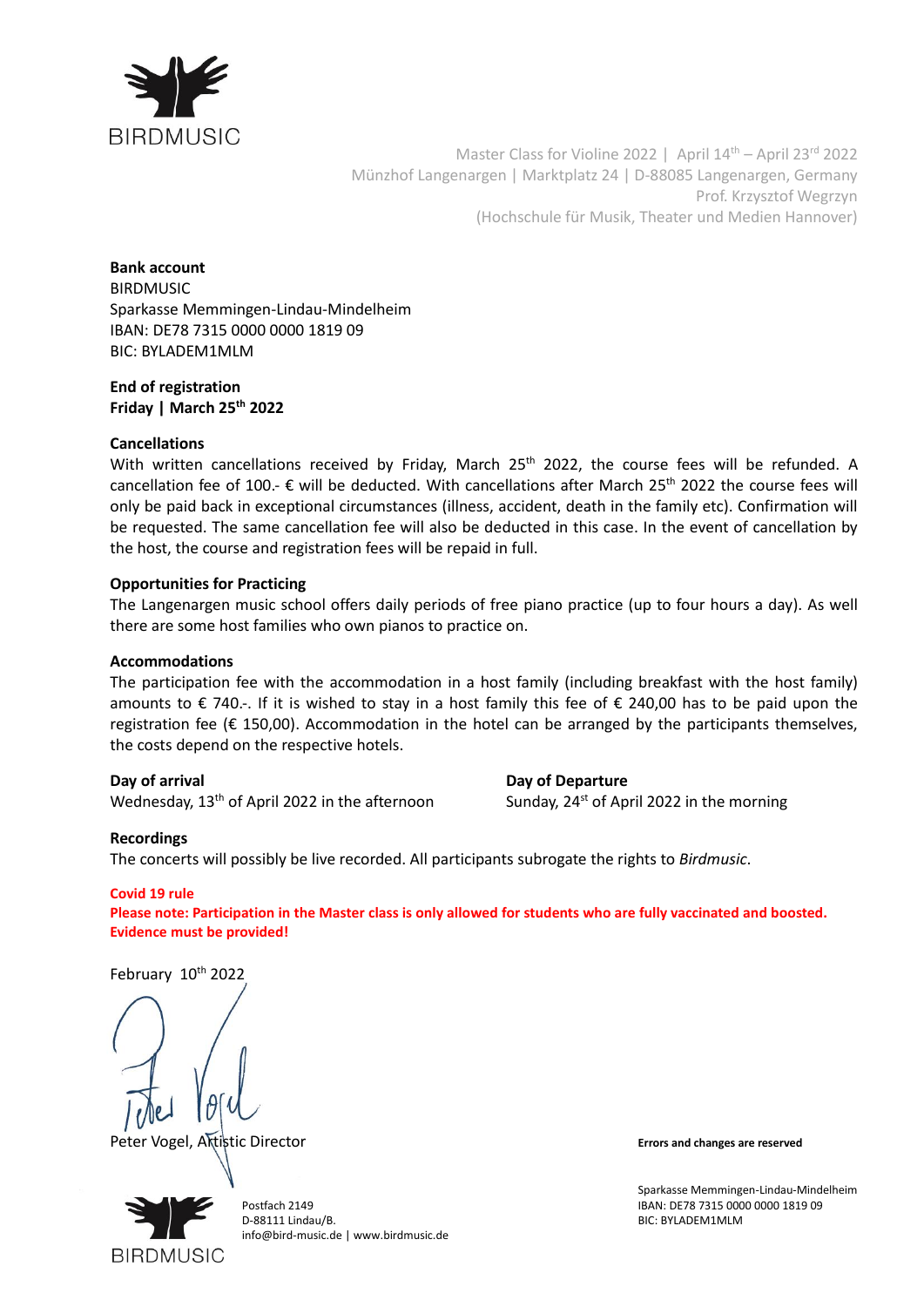BIRDMUSIC

Master Class for Violine 2022 | April 14th – April 23rd 2022
Münzhof Langenargen | Marktplatz 24 | D-88085 Langenargen, Germany
Prof. Krzysztof Wegrzyn
(Hochschule für Musik, Theater und Medien Hannover)

**Bank account**
BIRDMUSIC
Sparkasse Memmingen-Lindau-Mindelheim
IBAN: DE78 7315 0000 0000 1819 09
BIC: BYLADEM1MLM

**End of registration**
**Friday | March 25th 2022**

**Cancellations**
With written cancellations received by Friday, March 25th 2022, the course fees will be refunded. A cancellation fee of 100.- € will be deducted. With cancellations after March 25th 2022 the course fees will only be paid back in exceptional circumstances (illness, accident, death in the family etc). Confirmation will be requested. The same cancellation fee will also be deducted in this case. In the event of cancellation by the host, the course and registration fees will be repaid in full.

**Opportunities for Practicing**
The Langenargen music school offers daily periods of free piano practice (up to four hours a day). As well there are some host families who own pianos to practice on.

**Accommodations**
The participation fee with the accommodation in a host family (including breakfast with the host family) amounts to € 740.-. If it is wished to stay in a host family this fee of € 240,00 has to be paid upon the registration fee (€ 150,00). Accommodation in the hotel can be arranged by the participants themselves, the costs depend on the respective hotels.

**Day of arrival**
Wednesday, 13th of April 2022 in the afternoon

**Day of Departure**
Sunday, 24st of April 2022 in the morning

**Recordings**
The concerts will possibly be live recorded. All participants subrogate the rights to *Birdmusic*.

**Covid 19 rule**
**Please note: Participation in the Master class is only allowed for students who are fully vaccinated and boosted. Evidence must be provided!**

February 10th 2022

Peter Vogel, Artistic Director

**Errors and changes are reserved**

BIRDMUSIC
Postfach 2149
D-88111 Lindau/B.
info@bird-music.de | www.birdmusic.de

Sparkasse Memmingen-Lindau-Mindelheim
IBAN: DE78 7315 0000 0000 1819 09
BIC: BYLADEM1MLM